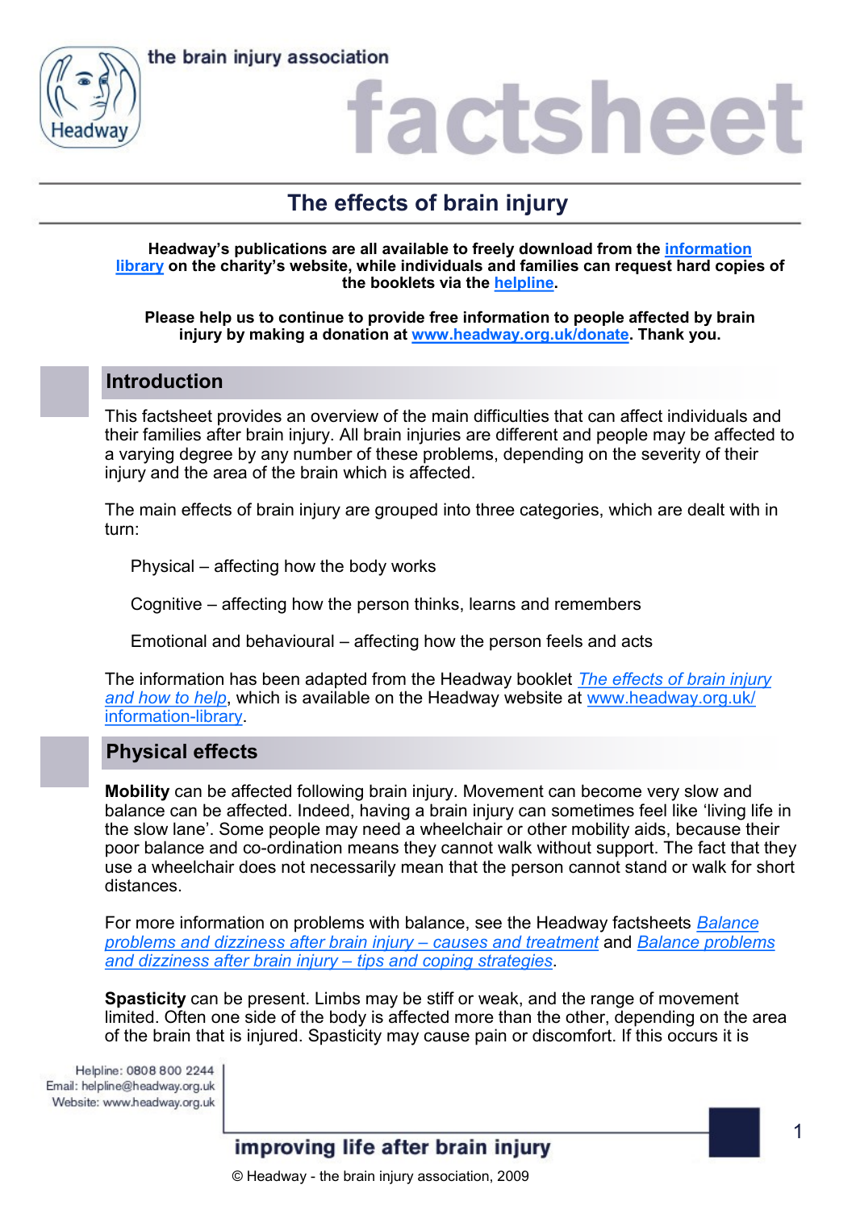# The effects of brain injury

**Headway's publications are all available to freely download from the information library on the charity's website, while individuals and families can request hard copies of the booklets via the helpline.**

**Please help us to continue to provide free information to people affected by brain injury by making a donation at www.headway.org.uk/donate. Thank you.**

## Introduction

This factsheet provides an overview of the main difficulties that can affect individuals and their families after brain injury. All brain injuries are different and people may be affected to a varying degree by any number of these problems, depending on the severity of their injury and the area of the brain which is affected.

The main effects of brain injury are grouped into three categories, which are dealt with in turn:

Physical – affecting how the body works

Cognitive – affecting how the person thinks, learns and remembers

Emotional and behavioural – affecting how the person feels and acts

The information has been adapted from the Headway booklet *The effects of brain injury and how to help*, which is available on the Headway website at www.headway.org.uk/information-library.

## Physical effects

**Mobility** can be affected following brain injury. Movement can become very slow and balance can be affected. Indeed, having a brain injury can sometimes feel like 'living life in the slow lane'. Some people may need a wheelchair or other mobility aids, because their poor balance and co-ordination means they cannot walk without support. The fact that they use a wheelchair does not necessarily mean that the person cannot stand or walk for short distances.

For more information on problems with balance, see the Headway factsheets *Balance problems and dizziness after brain injury – causes and treatment* and *Balance problems and dizziness after brain injury – tips and coping strategies*.

**Spasticity** can be present. Limbs may be stiff or weak, and the range of movement limited. Often one side of the body is affected more than the other, depending on the area of the brain that is injured. Spasticity may cause pain or discomfort. If this occurs it is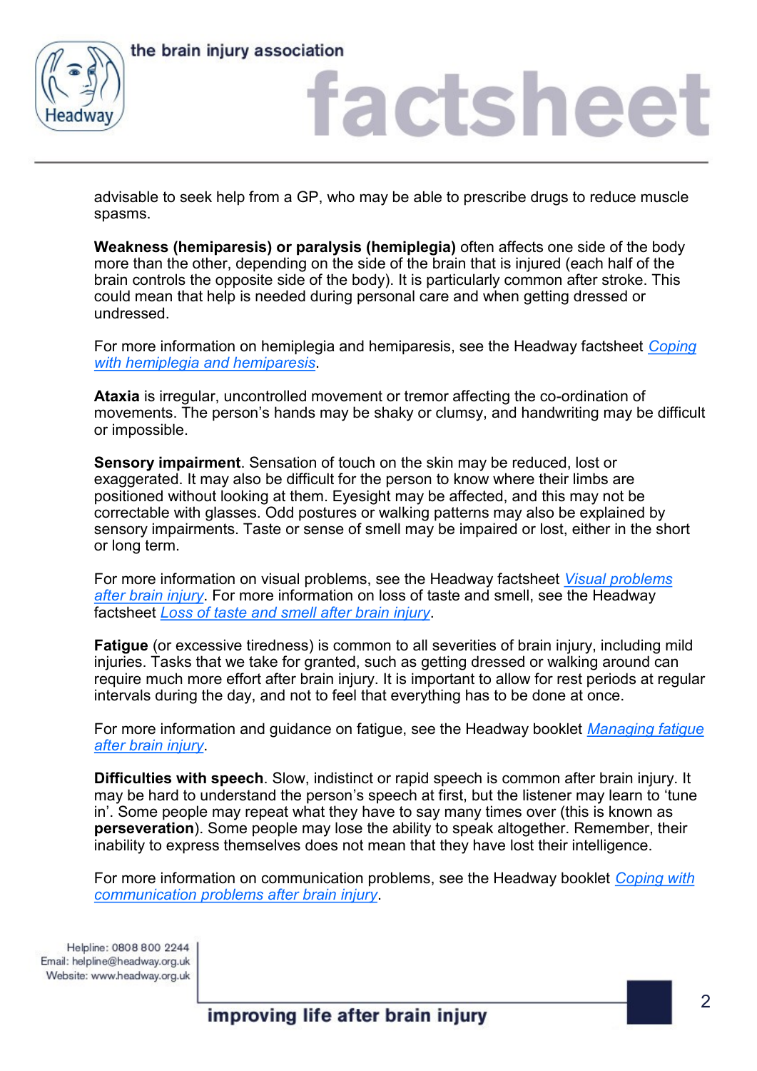advisable to seek help from a GP, who may be able to prescribe drugs to reduce muscle spasms.

**Weakness (hemiparesis) or paralysis (hemiplegia)** often affects one side of the body more than the other, depending on the side of the brain that is injured (each half of the brain controls the opposite side of the body). It is particularly common after stroke. This could mean that help is needed during personal care and when getting dressed or undressed.

For more information on hemiplegia and hemiparesis, see the Headway factsheet *Coping with hemiplegia and hemiparesis*.

**Ataxia** is irregular, uncontrolled movement or tremor affecting the co-ordination of movements. The person's hands may be shaky or clumsy, and handwriting may be difficult or impossible.

**Sensory impairment**. Sensation of touch on the skin may be reduced, lost or exaggerated. It may also be difficult for the person to know where their limbs are positioned without looking at them. Eyesight may be affected, and this may not be correctable with glasses. Odd postures or walking patterns may also be explained by sensory impairments. Taste or sense of smell may be impaired or lost, either in the short or long term.

For more information on visual problems, see the Headway factsheet *Visual problems after brain injury*. For more information on loss of taste and smell, see the Headway factsheet *Loss of taste and smell after brain injury*.

**Fatigue** (or excessive tiredness) is common to all severities of brain injury, including mild injuries. Tasks that we take for granted, such as getting dressed or walking around can require much more effort after brain injury. It is important to allow for rest periods at regular intervals during the day, and not to feel that everything has to be done at once.

For more information and guidance on fatigue, see the Headway booklet *Managing fatigue after brain injury*.

**Difficulties with speech**. Slow, indistinct or rapid speech is common after brain injury. It may be hard to understand the person's speech at first, but the listener may learn to 'tune in'. Some people may repeat what they have to say many times over (this is known as **perseveration**). Some people may lose the ability to speak altogether. Remember, their inability to express themselves does not mean that they have lost their intelligence.

For more information on communication problems, see the Headway booklet *Coping with communication problems after brain injury*.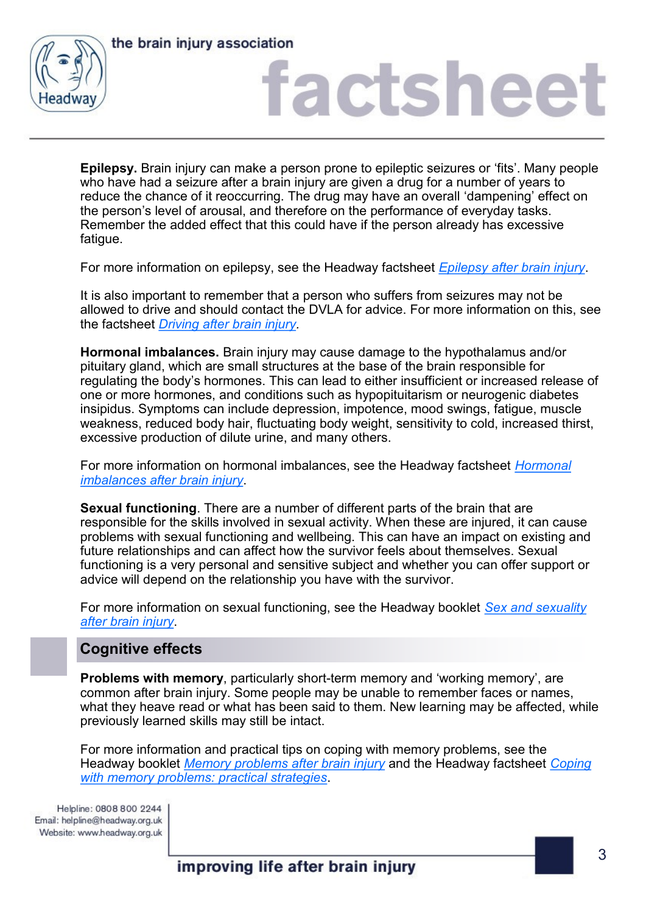**Epilepsy.** Brain injury can make a person prone to epileptic seizures or 'fits'. Many people who have had a seizure after a brain injury are given a drug for a number of years to reduce the chance of it reoccurring. The drug may have an overall 'dampening' effect on the person's level of arousal, and therefore on the performance of everyday tasks. Remember the added effect that this could have if the person already has excessive fatigue.

For more information on epilepsy, see the Headway factsheet *Epilepsy after brain injury*.

It is also important to remember that a person who suffers from seizures may not be allowed to drive and should contact the DVLA for advice. For more information on this, see the factsheet *Driving after brain injury*.

**Hormonal imbalances.** Brain injury may cause damage to the hypothalamus and/or pituitary gland, which are small structures at the base of the brain responsible for regulating the body's hormones. This can lead to either insufficient or increased release of one or more hormones, and conditions such as hypopituitarism or neurogenic diabetes insipidus. Symptoms can include depression, impotence, mood swings, fatigue, muscle weakness, reduced body hair, fluctuating body weight, sensitivity to cold, increased thirst, excessive production of dilute urine, and many others.

For more information on hormonal imbalances, see the Headway factsheet *Hormonal imbalances after brain injury*.

**Sexual functioning**. There are a number of different parts of the brain that are responsible for the skills involved in sexual activity. When these are injured, it can cause problems with sexual functioning and wellbeing. This can have an impact on existing and future relationships and can affect how the survivor feels about themselves. Sexual functioning is a very personal and sensitive subject and whether you can offer support or advice will depend on the relationship you have with the survivor.

For more information on sexual functioning, see the Headway booklet *Sex and sexuality after brain injury*.

## Cognitive effects

**Problems with memory**, particularly short-term memory and 'working memory', are common after brain injury. Some people may be unable to remember faces or names, what they heave read or what has been said to them. New learning may be affected, while previously learned skills may still be intact.

For more information and practical tips on coping with memory problems, see the Headway booklet *Memory problems after brain injury* and the Headway factsheet *Coping with memory problems: practical strategies*.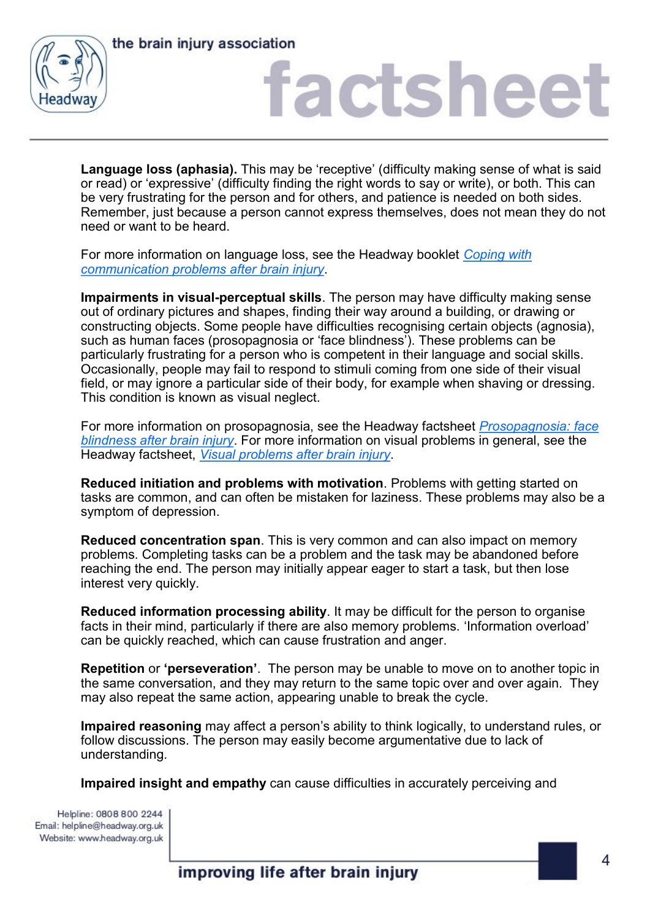**Language loss (aphasia).** This may be 'receptive' (difficulty making sense of what is said or read) or 'expressive' (difficulty finding the right words to say or write), or both. This can be very frustrating for the person and for others, and patience is needed on both sides. Remember, just because a person cannot express themselves, does not mean they do not need or want to be heard.

For more information on language loss, see the Headway booklet *Coping with communication problems after brain injury*.

**Impairments in visual-perceptual skills**. The person may have difficulty making sense out of ordinary pictures and shapes, finding their way around a building, or drawing or constructing objects. Some people have difficulties recognising certain objects (agnosia), such as human faces (prosopagnosia or 'face blindness'). These problems can be particularly frustrating for a person who is competent in their language and social skills. Occasionally, people may fail to respond to stimuli coming from one side of their visual field, or may ignore a particular side of their body, for example when shaving or dressing. This condition is known as visual neglect.

For more information on prosopagnosia, see the Headway factsheet *Prosopagnosia: face blindness after brain injury*. For more information on visual problems in general, see the Headway factsheet, *Visual problems after brain injury*.

**Reduced initiation and problems with motivation**. Problems with getting started on tasks are common, and can often be mistaken for laziness. These problems may also be a symptom of depression.

**Reduced concentration span**. This is very common and can also impact on memory problems. Completing tasks can be a problem and the task may be abandoned before reaching the end. The person may initially appear eager to start a task, but then lose interest very quickly.

**Reduced information processing ability**. It may be difficult for the person to organise facts in their mind, particularly if there are also memory problems. 'Information overload' can be quickly reached, which can cause frustration and anger.

**Repetition** or **'perseveration'**. The person may be unable to move on to another topic in the same conversation, and they may return to the same topic over and over again. They may also repeat the same action, appearing unable to break the cycle.

**Impaired reasoning** may affect a person's ability to think logically, to understand rules, or follow discussions. The person may easily become argumentative due to lack of understanding.

**Impaired insight and empathy** can cause difficulties in accurately perceiving and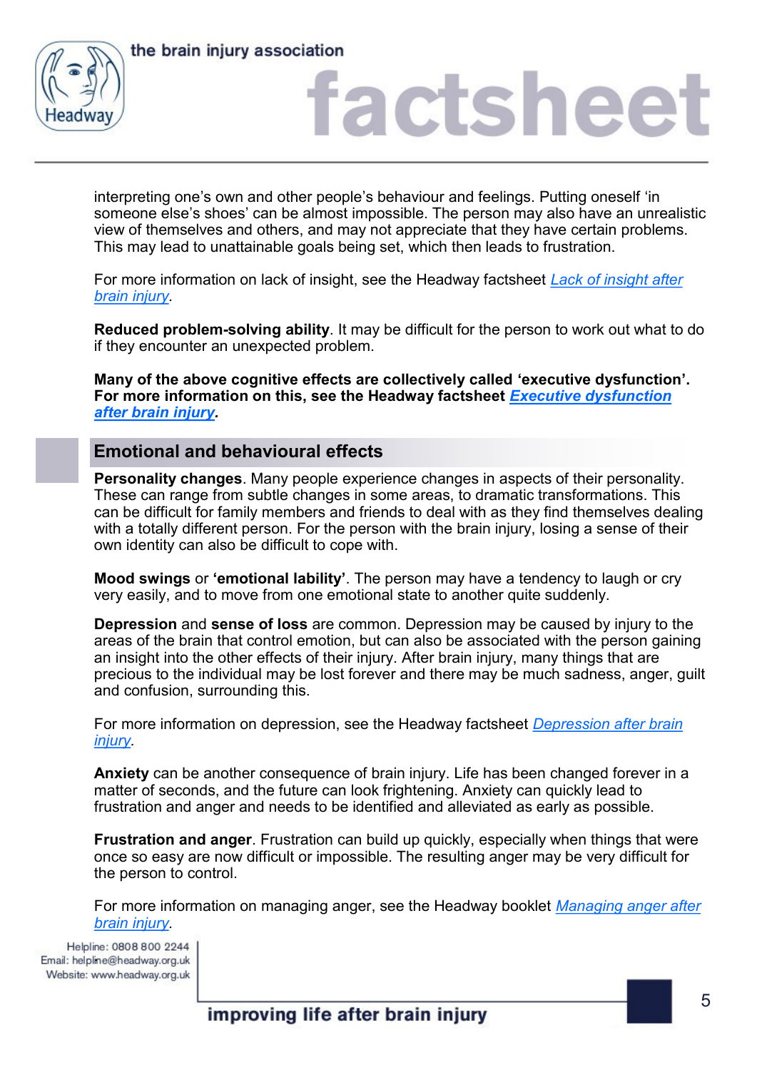interpreting one's own and other people's behaviour and feelings. Putting oneself 'in someone else's shoes' can be almost impossible. The person may also have an unrealistic view of themselves and others, and may not appreciate that they have certain problems. This may lead to unattainable goals being set, which then leads to frustration.

For more information on lack of insight, see the Headway factsheet *Lack of insight after brain injury*.

**Reduced problem-solving ability**. It may be difficult for the person to work out what to do if they encounter an unexpected problem.

**Many of the above cognitive effects are collectively called 'executive dysfunction'. For more information on this, see the Headway factsheet *Executive dysfunction after brain injury*.**

## Emotional and behavioural effects

**Personality changes**. Many people experience changes in aspects of their personality. These can range from subtle changes in some areas, to dramatic transformations. This can be difficult for family members and friends to deal with as they find themselves dealing with a totally different person. For the person with the brain injury, losing a sense of their own identity can also be difficult to cope with.

**Mood swings** or **'emotional lability'**. The person may have a tendency to laugh or cry very easily, and to move from one emotional state to another quite suddenly.

**Depression** and **sense of loss** are common. Depression may be caused by injury to the areas of the brain that control emotion, but can also be associated with the person gaining an insight into the other effects of their injury. After brain injury, many things that are precious to the individual may be lost forever and there may be much sadness, anger, guilt and confusion, surrounding this.

For more information on depression, see the Headway factsheet *Depression after brain injury*.

**Anxiety** can be another consequence of brain injury. Life has been changed forever in a matter of seconds, and the future can look frightening. Anxiety can quickly lead to frustration and anger and needs to be identified and alleviated as early as possible.

**Frustration and anger**. Frustration can build up quickly, especially when things that were once so easy are now difficult or impossible. The resulting anger may be very difficult for the person to control.

For more information on managing anger, see the Headway booklet *Managing anger after brain injury*.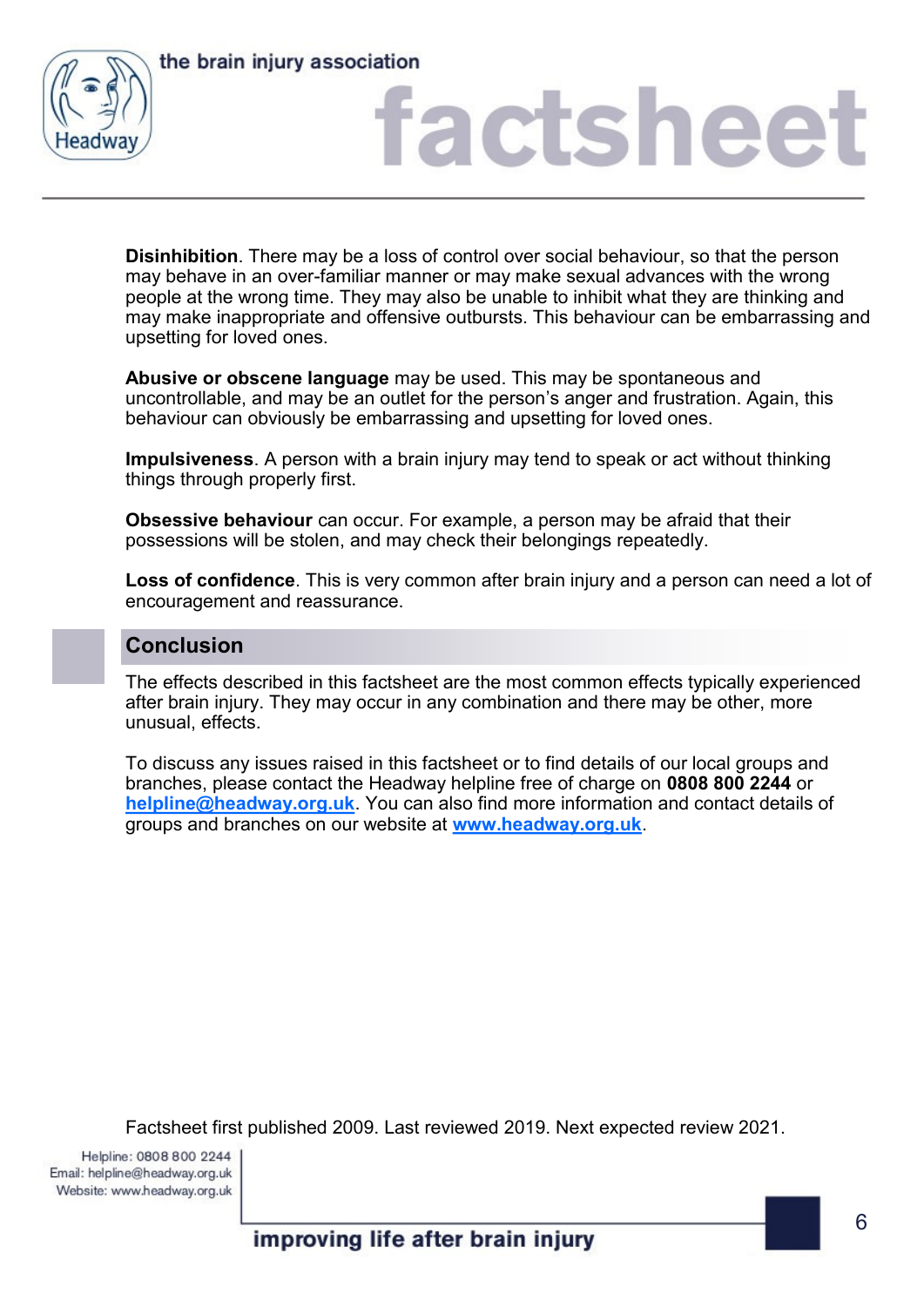**Disinhibition**. There may be a loss of control over social behaviour, so that the person may behave in an over-familiar manner or may make sexual advances with the wrong people at the wrong time. They may also be unable to inhibit what they are thinking and may make inappropriate and offensive outbursts. This behaviour can be embarrassing and upsetting for loved ones.

**Abusive or obscene language** may be used. This may be spontaneous and uncontrollable, and may be an outlet for the person's anger and frustration. Again, this behaviour can obviously be embarrassing and upsetting for loved ones.

**Impulsiveness**. A person with a brain injury may tend to speak or act without thinking things through properly first.

**Obsessive behaviour** can occur. For example, a person may be afraid that their possessions will be stolen, and may check their belongings repeatedly.

**Loss of confidence**. This is very common after brain injury and a person can need a lot of encouragement and reassurance.

## Conclusion

The effects described in this factsheet are the most common effects typically experienced after brain injury. They may occur in any combination and there may be other, more unusual, effects.

To discuss any issues raised in this factsheet or to find details of our local groups and branches, please contact the Headway helpline free of charge on **0808 800 2244** or **helpline@headway.org.uk**. You can also find more information and contact details of groups and branches on our website at **www.headway.org.uk**.

Factsheet first published 2009. Last reviewed 2019. Next expected review 2021.